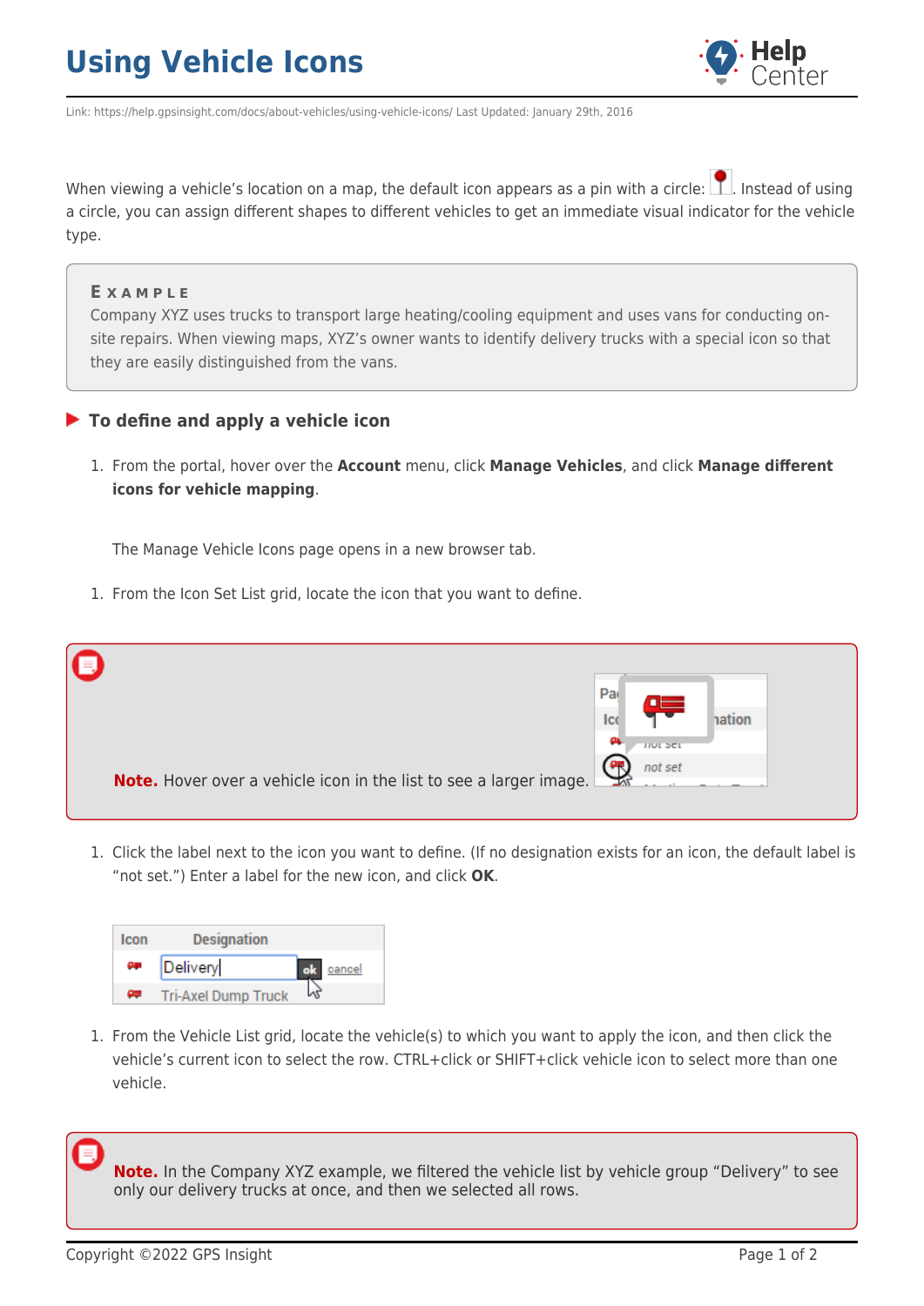# Using Vehicle Icons

Link: https://help.gpsinsight.com/docs/about-vehicles/using-vehicle-icons/ Last Updated: January 29th, 2016

When viewing a vehicle's location on a map, the default icon appears as a pin with a circle: . Instead of using a circle, you can assign different shapes to different vehicles to get an immediate visual indicator for the vehicle type.

> **EXAMPLE**
> Company XYZ uses trucks to transport large heating/cooling equipment and uses vans for conducting on-site repairs. When viewing maps, XYZ's owner wants to identify delivery trucks with a special icon so that they are easily distinguished from the vans.

## To define and apply a vehicle icon

1. From the portal, hover over the **Account** menu, click **Manage Vehicles**, and click **Manage different icons for vehicle mapping**.

   The Manage Vehicle Icons page opens in a new browser tab.

1. From the Icon Set List grid, locate the icon that you want to define.

> **Note.** Hover over a vehicle icon in the list to see a larger image.

1. Click the label next to the icon you want to define. (If no designation exists for an icon, the default label is "not set.") Enter a label for the new icon, and click **OK**.

1. From the Vehicle List grid, locate the vehicle(s) to which you want to apply the icon, and then click the vehicle's current icon to select the row. CTRL+click or SHIFT+click vehicle icon to select more than one vehicle.

> **Note.** In the Company XYZ example, we filtered the vehicle list by vehicle group "Delivery" to see only our delivery trucks at once, and then we selected all rows.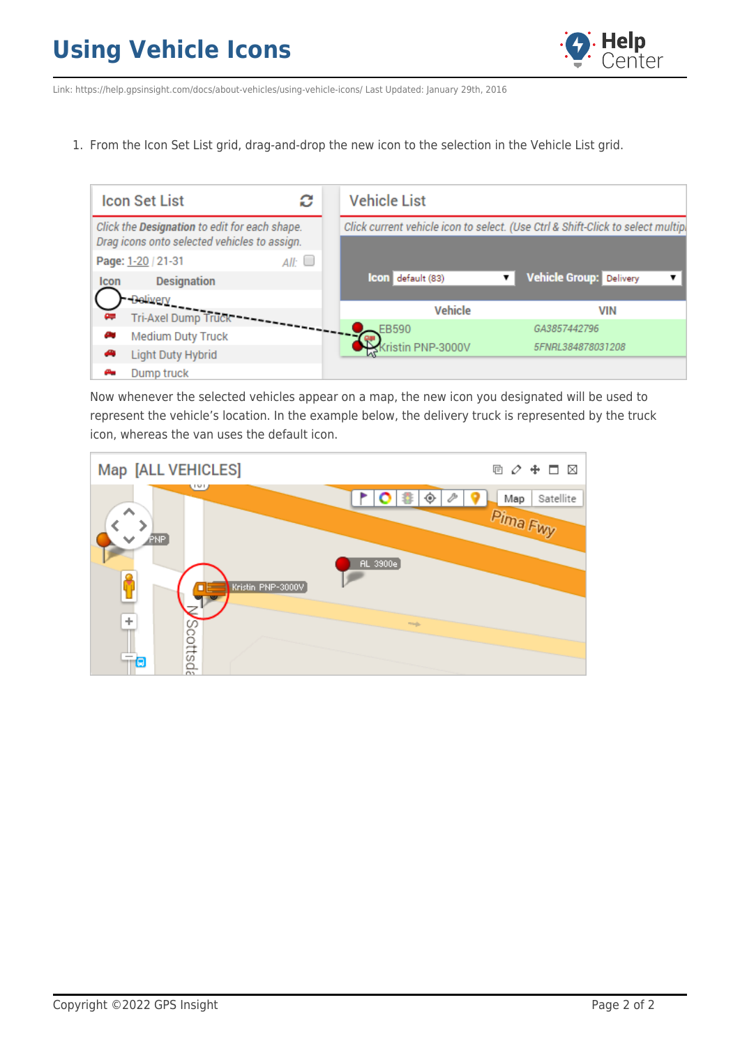1. From the Icon Set List grid, drag-and-drop the new icon to the selection in the Vehicle List grid.

Now whenever the selected vehicles appear on a map, the new icon you designated will be used to represent the vehicle's location. In the example below, the delivery truck is represented by the truck icon, whereas the van uses the default icon.